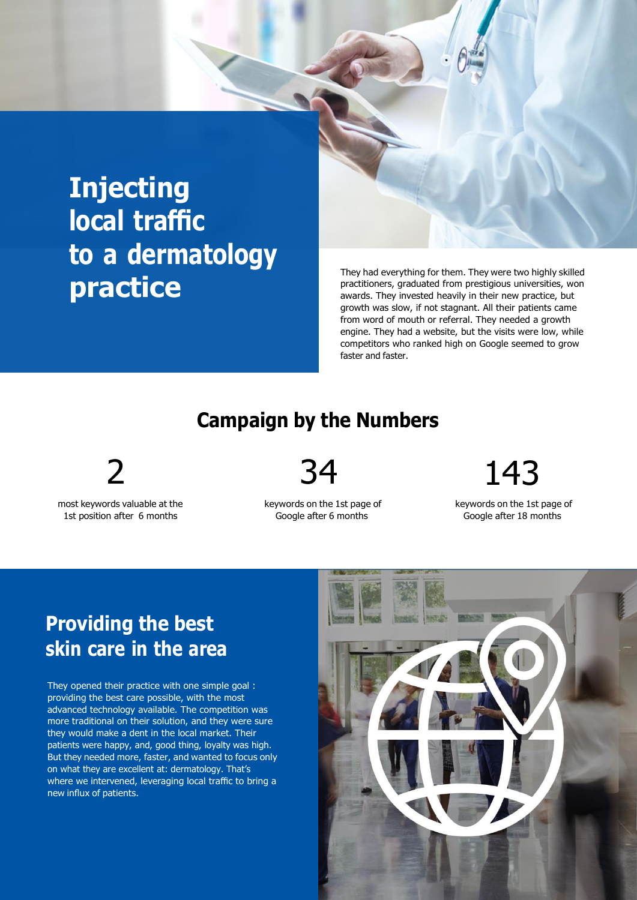# Injecting local traffic to a dermatology practice

They had everything for them. They were two highly skilled practitioners, graduated from prestigious universities, won awards. They invested heavily in their new practice, but growth was slow, if not stagnant. All their patients came from word of mouth or referral. They needed a growth engine. They had a website, but the visits were low, while competitors who ranked high on Google seemed to grow faster and faster.

## Campaign by the Numbers

**2**

most keywords valuable at the 1st position after 6 months

**34**

keywords on the 1st page of Google after 6 months

**143**

keywords on the 1st page of Google after 18 months

## Providing the best skin care in the area

They opened their practice with one simple goal : providing the best care possible, with the most advanced technology available. The competition was more traditional on their solution, and they were sure they would make a dent in the local market. Their patients were happy, and, good thing, loyalty was high. But they needed more, faster, and wanted to focus only on what they are excellent at: dermatology. That's where we intervened, leveraging local traffic to bring a new influx of patients.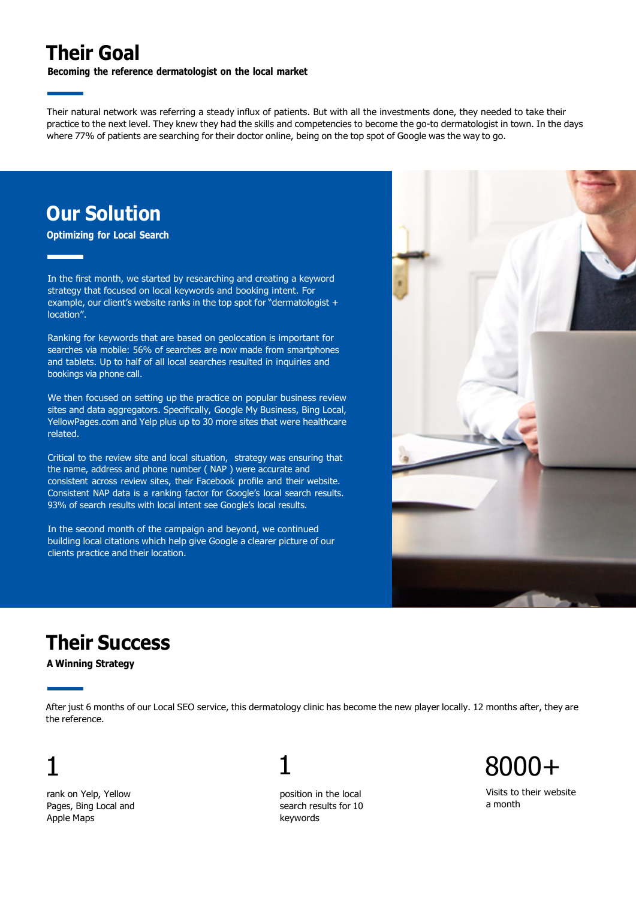# Their Goal

**Becoming the reference dermatologist on the local market**

Their natural network was referring a steady influx of patients. But with all the investments done, they needed to take their practice to the next level. They knew they had the skills and competencies to become the go-to dermatologist in town. In the days where 77% of patients are searching for their doctor online, being on the top spot of Google was the way to go.

# Our Solution

**Optimizing for Local Search**

In the first month, we started by researching and creating a keyword strategy that focused on local keywords and booking intent. For example, our client's website ranks in the top spot for "dermatologist + location".

Ranking for keywords that are based on geolocation is important for searches via mobile: 56% of searches are now made from smartphones and tablets. Up to half of all local searches resulted in inquiries and bookings via phone call.

We then focused on setting up the practice on popular business review sites and data aggregators. Specifically, Google My Business, Bing Local, YellowPages.com and Yelp plus up to 30 more sites that were healthcare related.

Critical to the review site and local situation, strategy was ensuring that the name, address and phone number ( NAP ) were accurate and consistent across review sites, their Facebook profile and their website. Consistent NAP data is a ranking factor for Google's local search results. 93% of search results with local intent see Google's local results.

In the second month of the campaign and beyond, we continued building local citations which help give Google a clearer picture of our clients practice and their location.

# Their Success

**A Winning Strategy**

After just 6 months of our Local SEO service, this dermatology clinic has become the new player locally. 12 months after, they are the reference.

**1**

rank on Yelp, Yellow Pages, Bing Local and Apple Maps

**1**

position in the local search results for 10 keywords

**8000+**

Visits to their website a month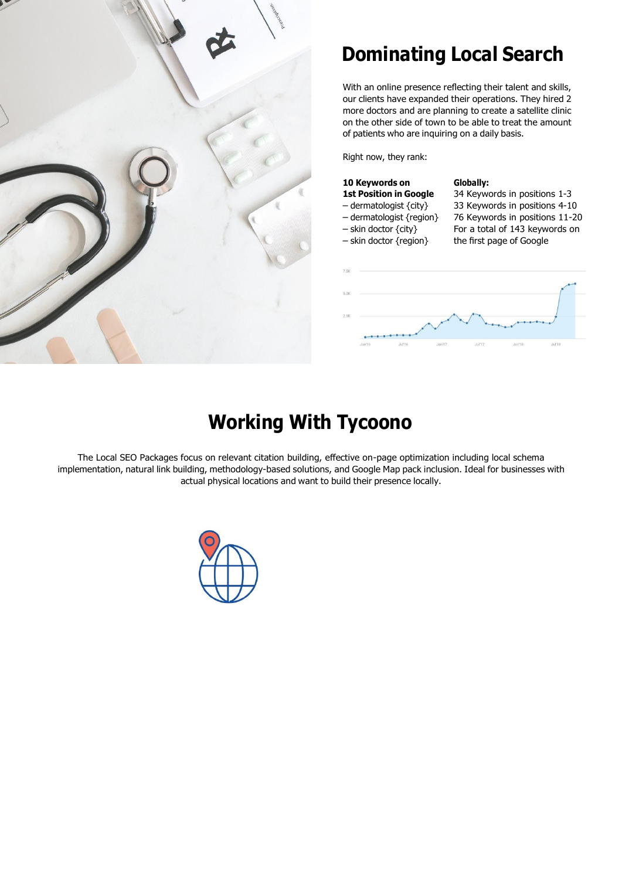## Dominating Local Search

With an online presence reflecting their talent and skills, our clients have expanded their operations. They hired 2 more doctors and are planning to create a satellite clinic on the other side of town to be able to treat the amount of patients who are inquiring on a daily basis.

Right now, they rank:

**10 Keywords on 1st Position in Google**
– dermatologist {city}
– dermatologist {region}
– skin doctor {city}
– skin doctor {region}

**Globally:**
34 Keywords in positions 1-3
33 Keywords in positions 4-10
76 Keywords in positions 11-20
For a total of 143 keywords on the first page of Google

7.5K
5.0K
2.5K
Jan'16
Jul'16
Jan'17
Jul'17
Jan'18
Jul'18

## Working With Tycoono

The Local SEO Packages focus on relevant citation building, effective on-page optimization including local schema implementation, natural link building, methodology-based solutions, and Google Map pack inclusion. Ideal for businesses with actual physical locations and want to build their presence locally.